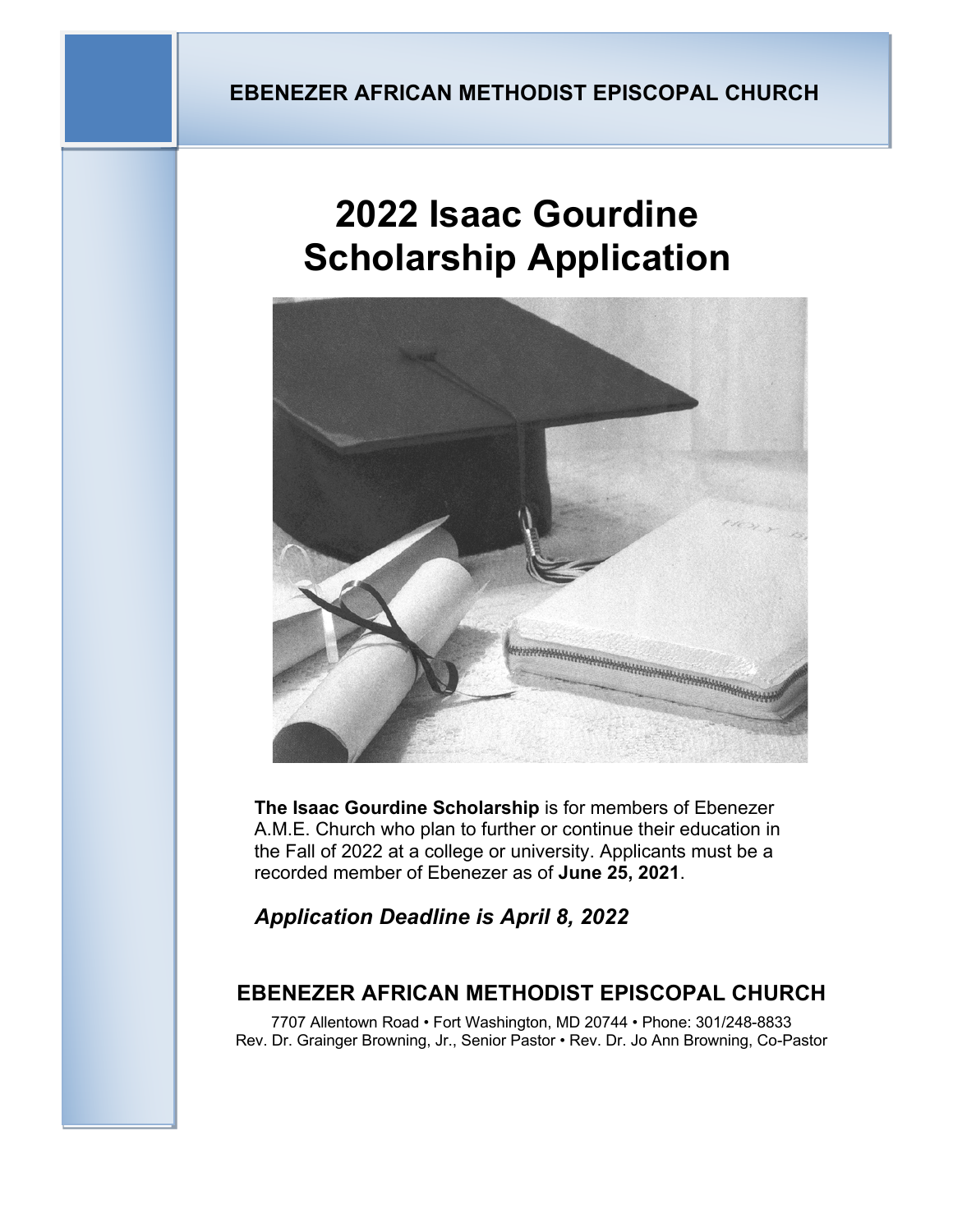EBENEZER AFRICAN METHODIST EPISCOPAL CHURCH

# 2022 Isaac Gourdine Scholarship Application

**The Isaac Gourdine Scholarship** is for members of Ebenezer A.M.E. Church who plan to further or continue their education in the Fall of 2022 at a college or university. Applicants must be a recorded member of Ebenezer as of **June 25, 2021**.

***Application Deadline is April 8, 2022***

## EBENEZER AFRICAN METHODIST EPISCOPAL CHURCH

7707 Allentown Road • Fort Washington, MD 20744 • Phone: 301/248-8833
Rev. Dr. Grainger Browning, Jr., Senior Pastor • Rev. Dr. Jo Ann Browning, Co-Pastor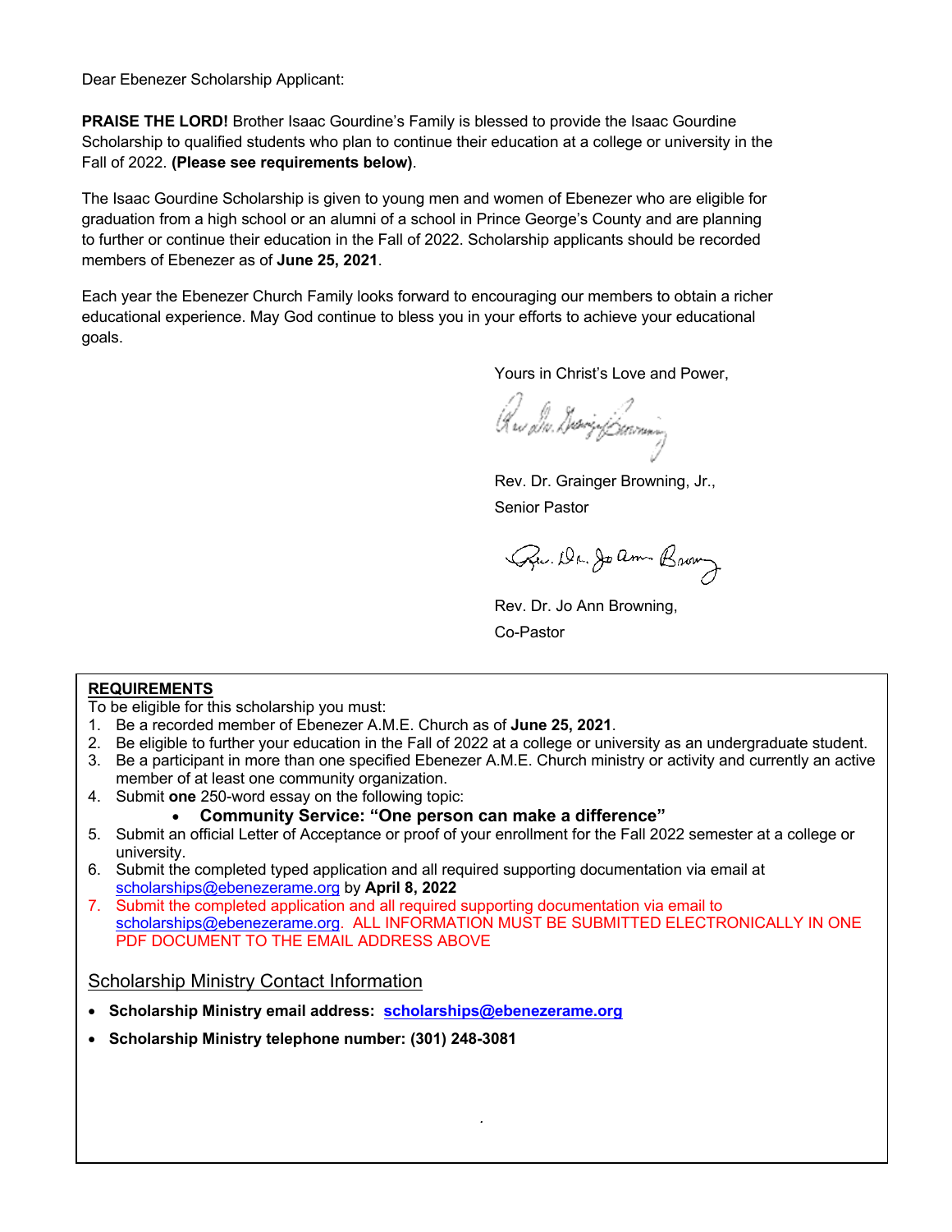Dear Ebenezer Scholarship Applicant:

**PRAISE THE LORD!** Brother Isaac Gourdine's Family is blessed to provide the Isaac Gourdine Scholarship to qualified students who plan to continue their education at a college or university in the Fall of 2022. **(Please see requirements below)**.

The Isaac Gourdine Scholarship is given to young men and women of Ebenezer who are eligible for graduation from a high school or an alumni of a school in Prince George's County and are planning to further or continue their education in the Fall of 2022. Scholarship applicants should be recorded members of Ebenezer as of **June 25, 2021**.

Each year the Ebenezer Church Family looks forward to encouraging our members to obtain a richer educational experience. May God continue to bless you in your efforts to achieve your educational goals.

Yours in Christ's Love and Power,

Rev. Dr. Grainger Browning, Jr.,
Senior Pastor

Rev. Dr. Jo Ann Browning,
Co-Pastor

## REQUIREMENTS

To be eligible for this scholarship you must:

1. Be a recorded member of Ebenezer A.M.E. Church as of **June 25, 2021**.
2. Be eligible to further your education in the Fall of 2022 at a college or university as an undergraduate student.
3. Be a participant in more than one specified Ebenezer A.M.E. Church ministry or activity and currently an active member of at least one community organization.
4. Submit **one** 250-word essay on the following topic:
   - **Community Service: "One person can make a difference"**
5. Submit an official Letter of Acceptance or proof of your enrollment for the Fall 2022 semester at a college or university.
6. Submit the completed typed application and all required supporting documentation via email at scholarships@ebenezerame.org by **April 8, 2022**
7. Submit the completed application and all required supporting documentation via email to scholarships@ebenezerame.org. ALL INFORMATION MUST BE SUBMITTED ELECTRONICALLY IN ONE PDF DOCUMENT TO THE EMAIL ADDRESS ABOVE

### Scholarship Ministry Contact Information

- **Scholarship Ministry email address: scholarships@ebenezerame.org**
- **Scholarship Ministry telephone number: (301) 248-3081**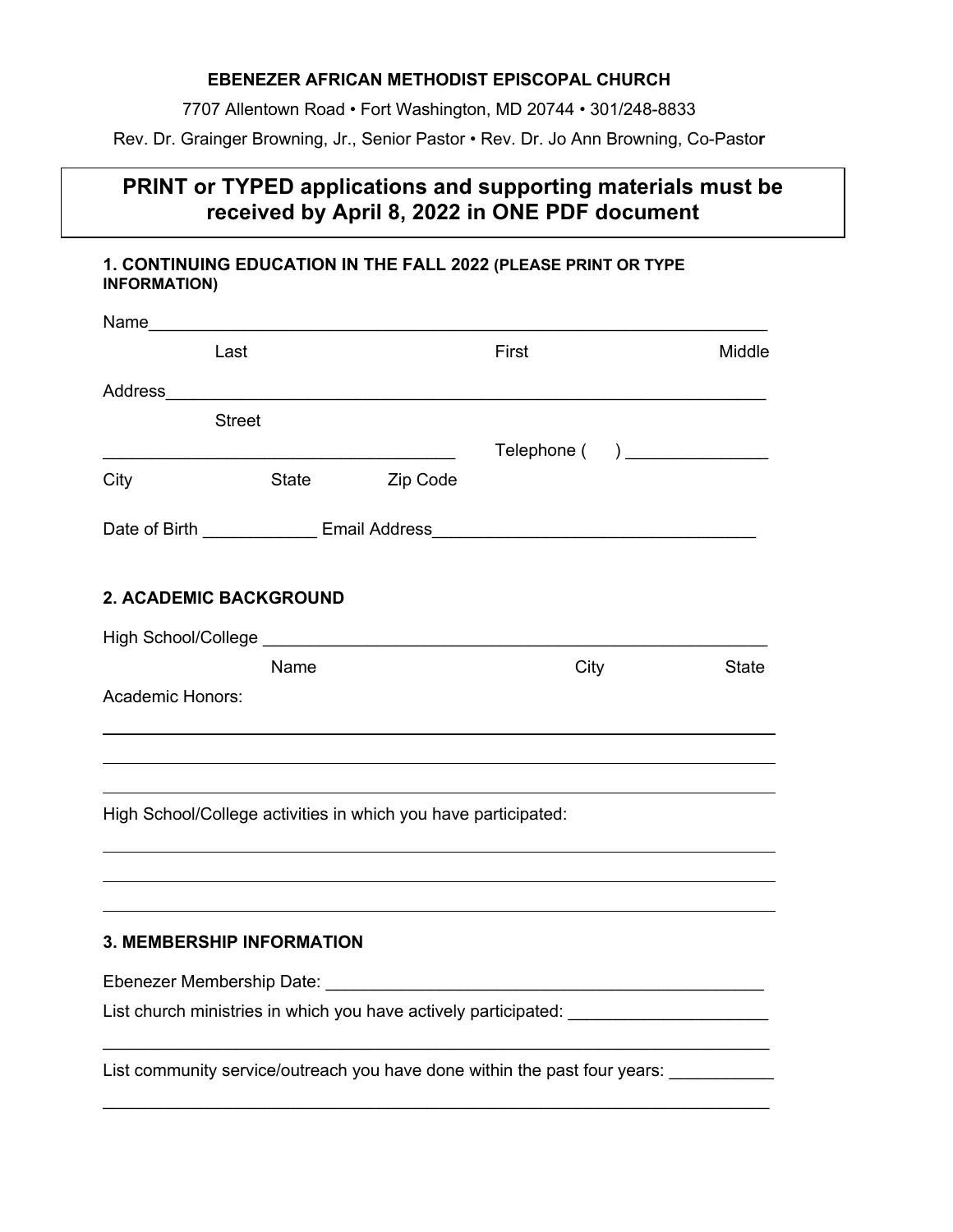**EBENEZER AFRICAN METHODIST EPISCOPAL CHURCH**

7707 Allentown Road • Fort Washington, MD 20744 • 301/248-8833

Rev. Dr. Grainger Browning, Jr., Senior Pastor • Rev. Dr. Jo Ann Browning, Co-Pastor

**PRINT or TYPED applications and supporting materials must be received by April 8, 2022 in ONE PDF document**

### 1. CONTINUING EDUCATION IN THE FALL 2022 (PLEASE PRINT OR TYPE INFORMATION)

Name_______________________________________________________________

Last | First | Middle

Address_____________________________________________________________

Street

____________________________________ Telephone (     ) _______________

City | State | Zip Code

Date of Birth ____________ Email Address_________________________________

### 2. ACADEMIC BACKGROUND

High School/College ______________________________________________________

Name | City | State

Academic Honors:

_____________________________________________________________________

_____________________________________________________________________

_____________________________________________________________________

High School/College activities in which you have participated:

_____________________________________________________________________

_____________________________________________________________________

_____________________________________________________________________

### 3. MEMBERSHIP INFORMATION

Ebenezer Membership Date: _______________________________________________

List church ministries in which you have actively participated: _____________________

_____________________________________________________________________

List community service/outreach you have done within the past four years: ___________

_____________________________________________________________________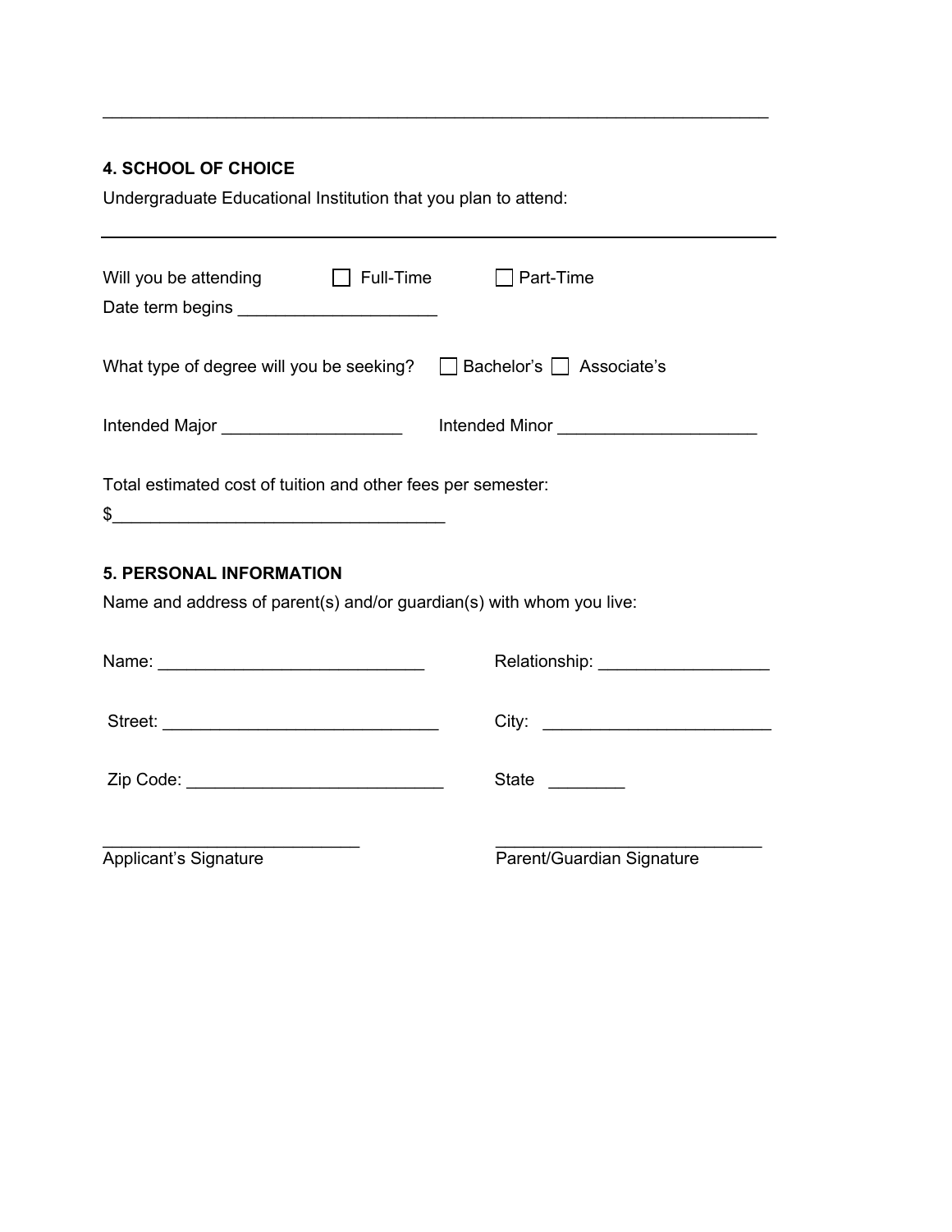___

### 4. SCHOOL OF CHOICE

Undergraduate Educational Institution that you plan to attend:

___

Will you be attending ☐ Full-Time ☐ Part-Time

Date term begins ____________________

What type of degree will you be seeking? ☐ Bachelor's ☐ Associate's

Intended Major __________________ Intended Minor ____________________

Total estimated cost of tuition and other fees per semester:

$_________________________________

### 5. PERSONAL INFORMATION

Name and address of parent(s) and/or guardian(s) with whom you live:

Name: ___________________________ Relationship: _________________

Street: ____________________________ City: _______________________

Zip Code: __________________________ State ________

___________________________ ___________________________

Applicant's Signature Parent/Guardian Signature